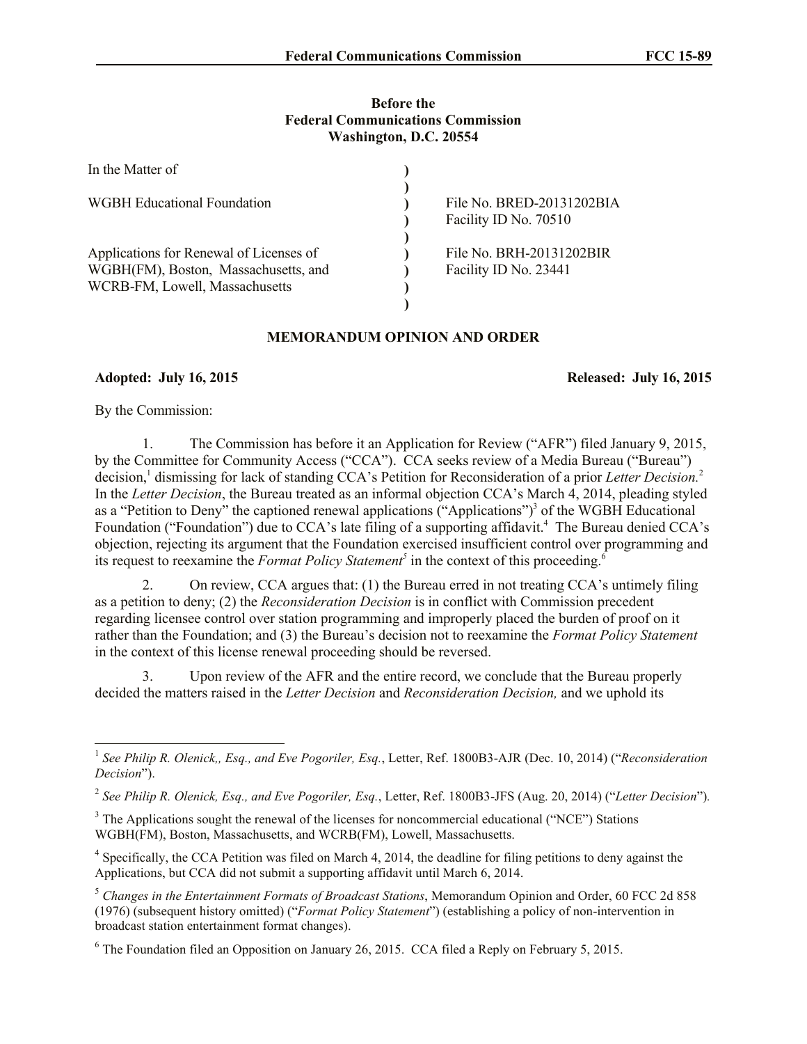**Before the**
**Federal Communications Commission**
**Washington, D.C. 20554**

| | | |
|---|---|---|
| In the Matter of | ) | |
| | ) | |
| WGBH Educational Foundation | ) | File No. BRED-20131202BIA |
| | ) | Facility ID No. 70510 |
| | ) | |
| Applications for Renewal of Licenses of | ) | File No. BRH-20131202BIR |
| WGBH(FM), Boston, Massachusetts, and | ) | Facility ID No. 23441 |
| WCRB-FM, Lowell, Massachusetts | ) | |
| | ) | |

## MEMORANDUM OPINION AND ORDER

**Adopted: July 16, 2015** **Released: July 16, 2015**

By the Commission:

1. The Commission has before it an Application for Review ("AFR") filed January 9, 2015, by the Committee for Community Access ("CCA"). CCA seeks review of a Media Bureau ("Bureau") decision,[1] dismissing for lack of standing CCA's Petition for Reconsideration of a prior *Letter Decision.*[2] In the *Letter Decision*, the Bureau treated as an informal objection CCA's March 4, 2014, pleading styled as a "Petition to Deny" the captioned renewal applications ("Applications")[3] of the WGBH Educational Foundation ("Foundation") due to CCA's late filing of a supporting affidavit.[4] The Bureau denied CCA's objection, rejecting its argument that the Foundation exercised insufficient control over programming and its request to reexamine the *Format Policy Statement*[5] in the context of this proceeding.[6]

2. On review, CCA argues that: (1) the Bureau erred in not treating CCA's untimely filing as a petition to deny; (2) the *Reconsideration Decision* is in conflict with Commission precedent regarding licensee control over station programming and improperly placed the burden of proof on it rather than the Foundation; and (3) the Bureau's decision not to reexamine the *Format Policy Statement* in the context of this license renewal proceeding should be reversed.

3. Upon review of the AFR and the entire record, we conclude that the Bureau properly decided the matters raised in the *Letter Decision* and *Reconsideration Decision,* and we uphold its

---

[1] *See Philip R. Olenick,, Esq., and Eve Pogoriler, Esq.*, Letter, Ref. 1800B3-AJR (Dec. 10, 2014) ("*Reconsideration Decision*").

[2] *See Philip R. Olenick, Esq., and Eve Pogoriler, Esq.*, Letter, Ref. 1800B3-JFS (Aug. 20, 2014) ("*Letter Decision*").

[3] The Applications sought the renewal of the licenses for noncommercial educational ("NCE") Stations WGBH(FM), Boston, Massachusetts, and WCRB(FM), Lowell, Massachusetts.

[4] Specifically, the CCA Petition was filed on March 4, 2014, the deadline for filing petitions to deny against the Applications, but CCA did not submit a supporting affidavit until March 6, 2014.

[5] *Changes in the Entertainment Formats of Broadcast Stations*, Memorandum Opinion and Order, 60 FCC 2d 858 (1976) (subsequent history omitted) ("*Format Policy Statement*") (establishing a policy of non-intervention in broadcast station entertainment format changes).

[6] The Foundation filed an Opposition on January 26, 2015. CCA filed a Reply on February 5, 2015.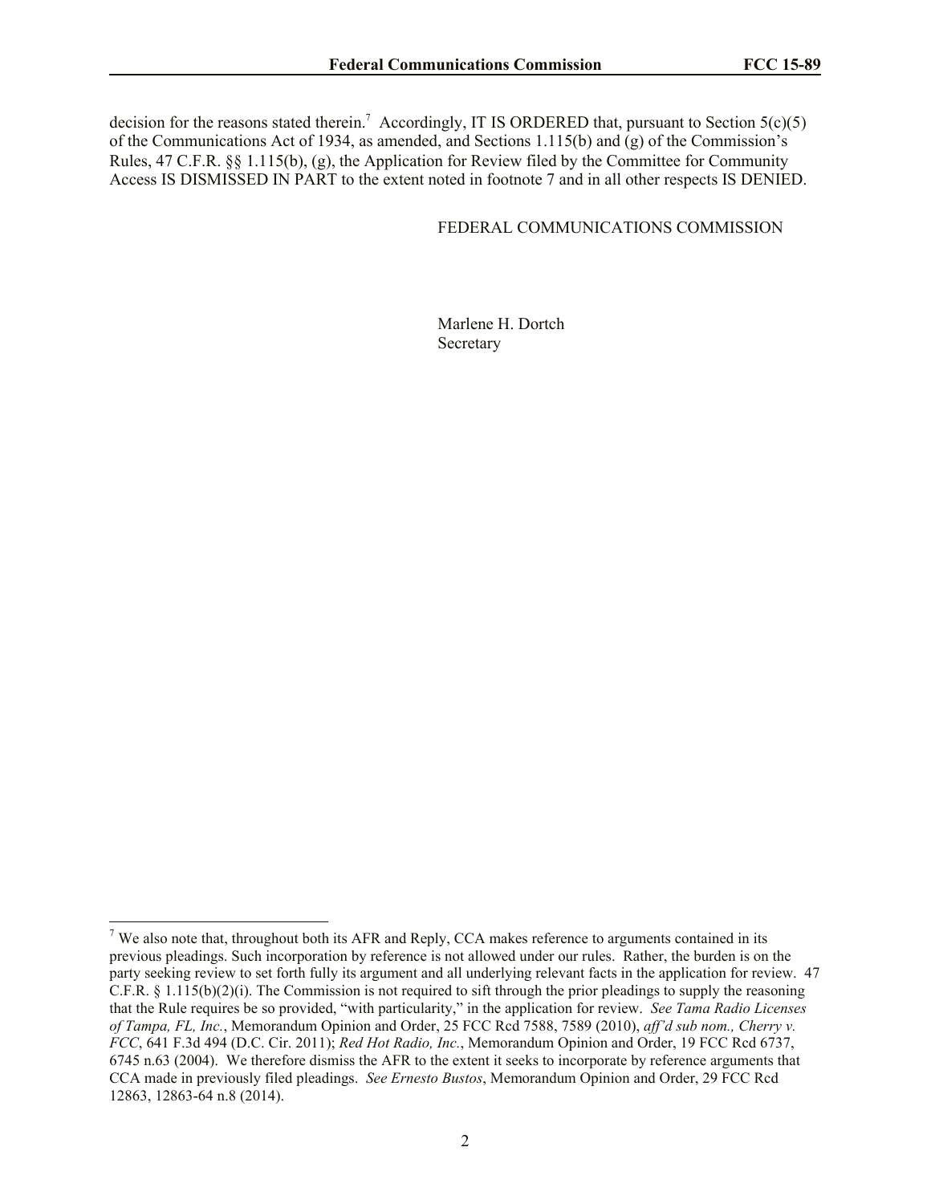decision for the reasons stated therein.[7] Accordingly, IT IS ORDERED that, pursuant to Section 5(c)(5) of the Communications Act of 1934, as amended, and Sections 1.115(b) and (g) of the Commission's Rules, 47 C.F.R. §§ 1.115(b), (g), the Application for Review filed by the Committee for Community Access IS DISMISSED IN PART to the extent noted in footnote 7 and in all other respects IS DENIED.

FEDERAL COMMUNICATIONS COMMISSION

Marlene H. Dortch
Secretary

---

[7] We also note that, throughout both its AFR and Reply, CCA makes reference to arguments contained in its previous pleadings. Such incorporation by reference is not allowed under our rules. Rather, the burden is on the party seeking review to set forth fully its argument and all underlying relevant facts in the application for review. 47 C.F.R. § 1.115(b)(2)(i). The Commission is not required to sift through the prior pleadings to supply the reasoning that the Rule requires be so provided, "with particularity," in the application for review. *See Tama Radio Licenses of Tampa, FL, Inc.*, Memorandum Opinion and Order, 25 FCC Rcd 7588, 7589 (2010), *aff'd sub nom., Cherry v. FCC*, 641 F.3d 494 (D.C. Cir. 2011); *Red Hot Radio, Inc.*, Memorandum Opinion and Order, 19 FCC Rcd 6737, 6745 n.63 (2004). We therefore dismiss the AFR to the extent it seeks to incorporate by reference arguments that CCA made in previously filed pleadings. *See Ernesto Bustos*, Memorandum Opinion and Order, 29 FCC Rcd 12863, 12863-64 n.8 (2014).